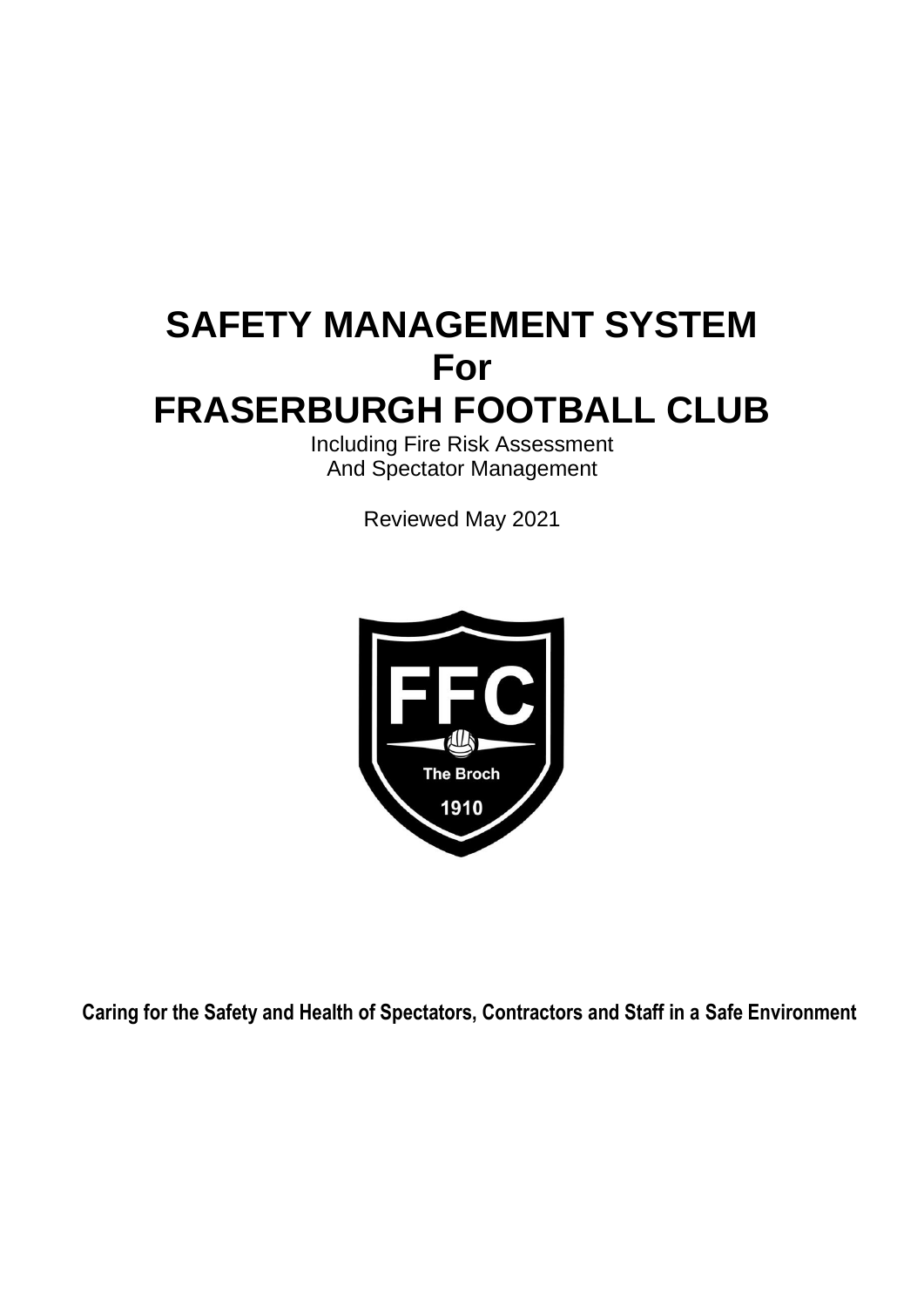# SAFETY MANAGEMENT SYSTEM
# For
# FRASERBURGH FOOTBALL CLUB

Including Fire Risk Assessment
And Spectator Management

Reviewed May 2021

**Caring for the Safety and Health of Spectators, Contractors and Staff in a Safe Environment**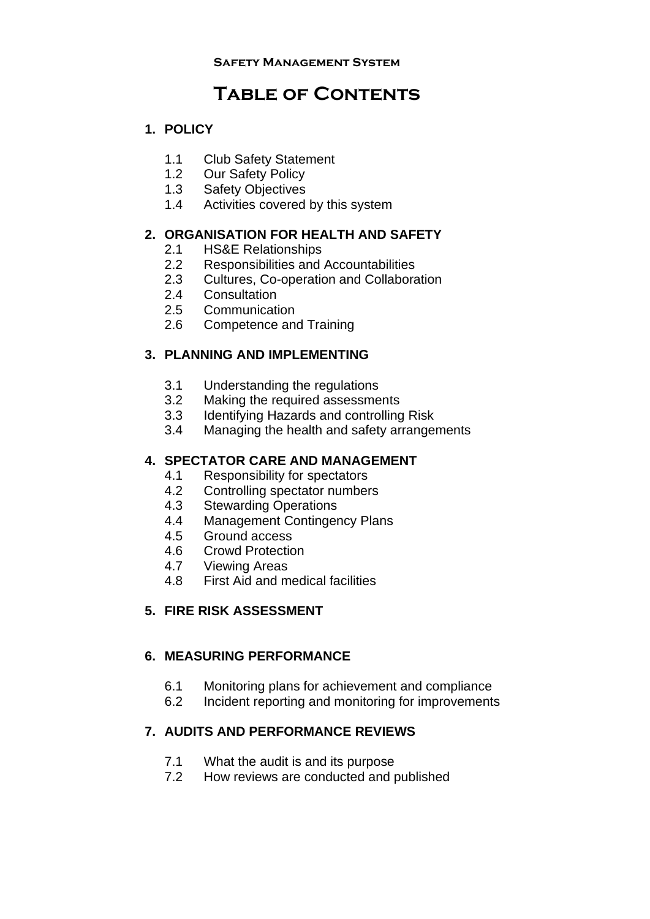**Safety Management System**

# Table of Contents

## 1. POLICY

- 1.1 Club Safety Statement
- 1.2 Our Safety Policy
- 1.3 Safety Objectives
- 1.4 Activities covered by this system

## 2. ORGANISATION FOR HEALTH AND SAFETY

- 2.1 HS&E Relationships
- 2.2 Responsibilities and Accountabilities
- 2.3 Cultures, Co-operation and Collaboration
- 2.4 Consultation
- 2.5 Communication
- 2.6 Competence and Training

## 3. PLANNING AND IMPLEMENTING

- 3.1 Understanding the regulations
- 3.2 Making the required assessments
- 3.3 Identifying Hazards and controlling Risk
- 3.4 Managing the health and safety arrangements

## 4. SPECTATOR CARE AND MANAGEMENT

- 4.1 Responsibility for spectators
- 4.2 Controlling spectator numbers
- 4.3 Stewarding Operations
- 4.4 Management Contingency Plans
- 4.5 Ground access
- 4.6 Crowd Protection
- 4.7 Viewing Areas
- 4.8 First Aid and medical facilities

## 5. FIRE RISK ASSESSMENT

## 6. MEASURING PERFORMANCE

- 6.1 Monitoring plans for achievement and compliance
- 6.2 Incident reporting and monitoring for improvements

## 7. AUDITS AND PERFORMANCE REVIEWS

- 7.1 What the audit is and its purpose
- 7.2 How reviews are conducted and published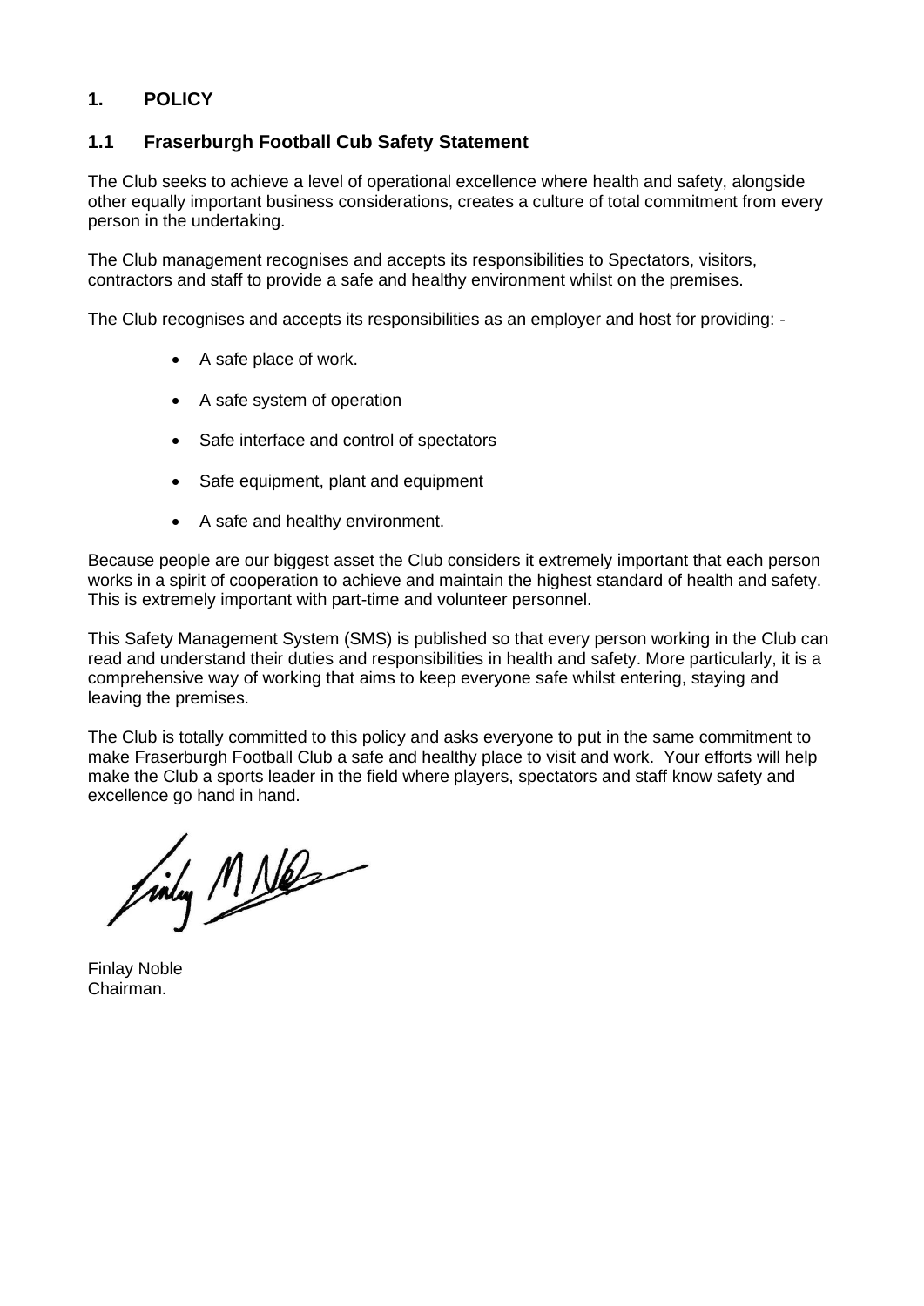# 1. POLICY

## 1.1 Fraserburgh Football Cub Safety Statement

The Club seeks to achieve a level of operational excellence where health and safety, alongside other equally important business considerations, creates a culture of total commitment from every person in the undertaking.

The Club management recognises and accepts its responsibilities to Spectators, visitors, contractors and staff to provide a safe and healthy environment whilst on the premises.

The Club recognises and accepts its responsibilities as an employer and host for providing: -

- A safe place of work.
- A safe system of operation
- Safe interface and control of spectators
- Safe equipment, plant and equipment
- A safe and healthy environment.

Because people are our biggest asset the Club considers it extremely important that each person works in a spirit of cooperation to achieve and maintain the highest standard of health and safety. This is extremely important with part-time and volunteer personnel.

This Safety Management System (SMS) is published so that every person working in the Club can read and understand their duties and responsibilities in health and safety. More particularly, it is a comprehensive way of working that aims to keep everyone safe whilst entering, staying and leaving the premises.

The Club is totally committed to this policy and asks everyone to put in the same commitment to make Fraserburgh Football Club a safe and healthy place to visit and work. Your efforts will help make the Club a sports leader in the field where players, spectators and staff know safety and excellence go hand in hand.

Finlay Noble
Chairman.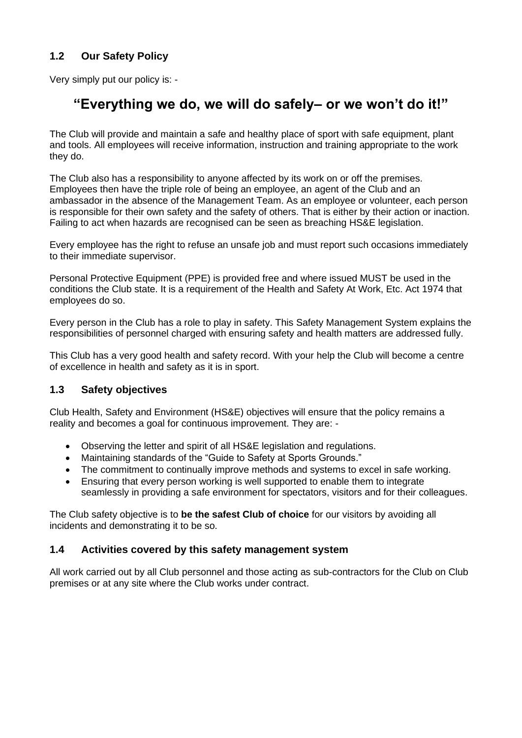## 1.2 Our Safety Policy

Very simply put our policy is: -

## “Everything we do, we will do safely– or we won’t do it!”

The Club will provide and maintain a safe and healthy place of sport with safe equipment, plant and tools. All employees will receive information, instruction and training appropriate to the work they do.

The Club also has a responsibility to anyone affected by its work on or off the premises. Employees then have the triple role of being an employee, an agent of the Club and an ambassador in the absence of the Management Team. As an employee or volunteer, each person is responsible for their own safety and the safety of others. That is either by their action or inaction. Failing to act when hazards are recognised can be seen as breaching HS&E legislation.

Every employee has the right to refuse an unsafe job and must report such occasions immediately to their immediate supervisor.

Personal Protective Equipment (PPE) is provided free and where issued MUST be used in the conditions the Club state. It is a requirement of the Health and Safety At Work, Etc. Act 1974 that employees do so.

Every person in the Club has a role to play in safety. This Safety Management System explains the responsibilities of personnel charged with ensuring safety and health matters are addressed fully.

This Club has a very good health and safety record. With your help the Club will become a centre of excellence in health and safety as it is in sport.

## 1.3 Safety objectives

Club Health, Safety and Environment (HS&E) objectives will ensure that the policy remains a reality and becomes a goal for continuous improvement. They are: -

- Observing the letter and spirit of all HS&E legislation and regulations.
- Maintaining standards of the “Guide to Safety at Sports Grounds.”
- The commitment to continually improve methods and systems to excel in safe working.
- Ensuring that every person working is well supported to enable them to integrate seamlessly in providing a safe environment for spectators, visitors and for their colleagues.

The Club safety objective is to **be the safest Club of choice** for our visitors by avoiding all incidents and demonstrating it to be so.

## 1.4 Activities covered by this safety management system

All work carried out by all Club personnel and those acting as sub-contractors for the Club on Club premises or at any site where the Club works under contract.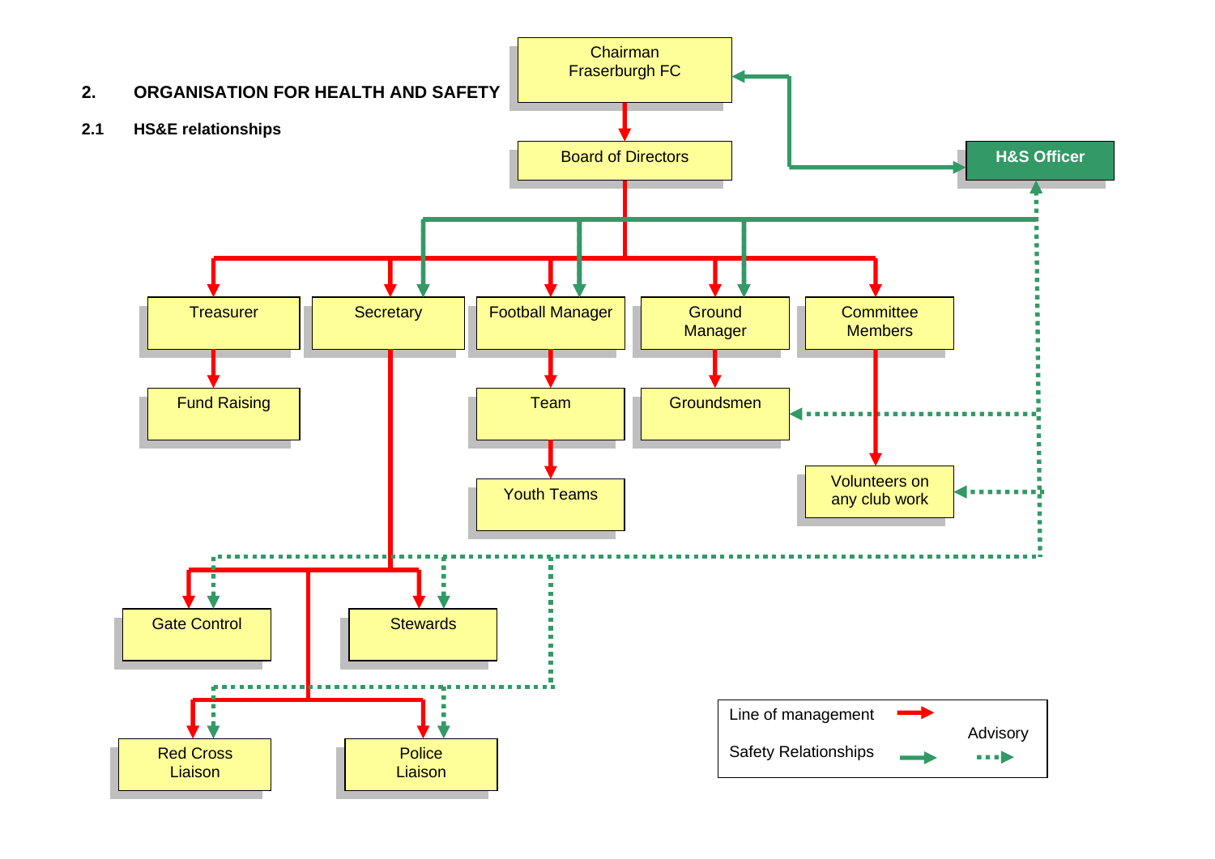## 2. ORGANISATION FOR HEALTH AND SAFETY

### 2.1 HS&E relationships

Chairman
Fraserburgh FC

Board of Directors

H&S Officer

Treasurer

Secretary

Football Manager

Ground
Manager

Committee
Members

Fund Raising

Team

Groundsmen

Youth Teams

Volunteers on
any club work

Gate Control

Stewards

Red Cross
Liaison

Police
Liaison

Line of management

Safety Relationships

Advisory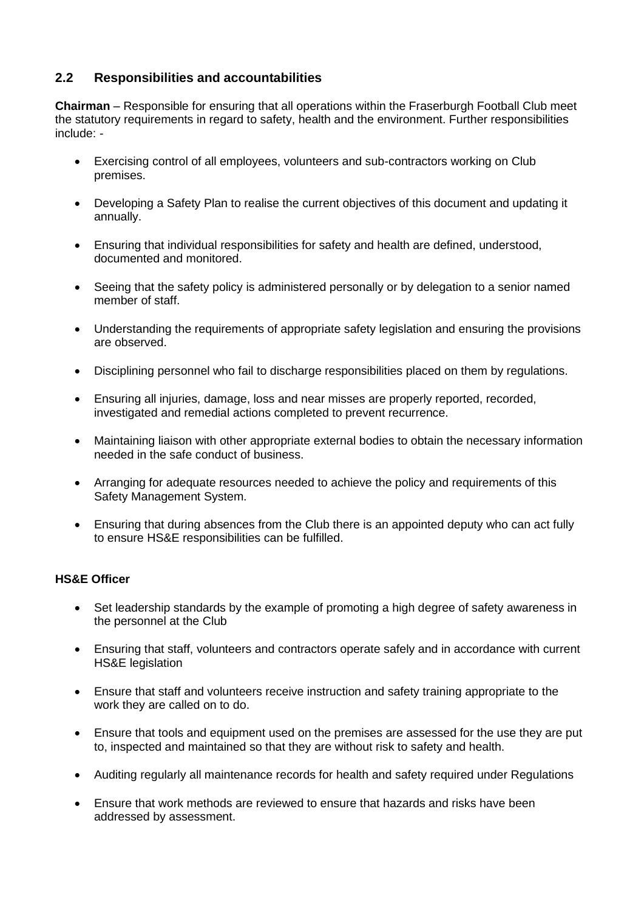## 2.2 Responsibilities and accountabilities

**Chairman** – Responsible for ensuring that all operations within the Fraserburgh Football Club meet the statutory requirements in regard to safety, health and the environment. Further responsibilities include: -

- Exercising control of all employees, volunteers and sub-contractors working on Club premises.
- Developing a Safety Plan to realise the current objectives of this document and updating it annually.
- Ensuring that individual responsibilities for safety and health are defined, understood, documented and monitored.
- Seeing that the safety policy is administered personally or by delegation to a senior named member of staff.
- Understanding the requirements of appropriate safety legislation and ensuring the provisions are observed.
- Disciplining personnel who fail to discharge responsibilities placed on them by regulations.
- Ensuring all injuries, damage, loss and near misses are properly reported, recorded, investigated and remedial actions completed to prevent recurrence.
- Maintaining liaison with other appropriate external bodies to obtain the necessary information needed in the safe conduct of business.
- Arranging for adequate resources needed to achieve the policy and requirements of this Safety Management System.
- Ensuring that during absences from the Club there is an appointed deputy who can act fully to ensure HS&E responsibilities can be fulfilled.

**HS&E Officer**

- Set leadership standards by the example of promoting a high degree of safety awareness in the personnel at the Club
- Ensuring that staff, volunteers and contractors operate safely and in accordance with current HS&E legislation
- Ensure that staff and volunteers receive instruction and safety training appropriate to the work they are called on to do.
- Ensure that tools and equipment used on the premises are assessed for the use they are put to, inspected and maintained so that they are without risk to safety and health.
- Auditing regularly all maintenance records for health and safety required under Regulations
- Ensure that work methods are reviewed to ensure that hazards and risks have been addressed by assessment.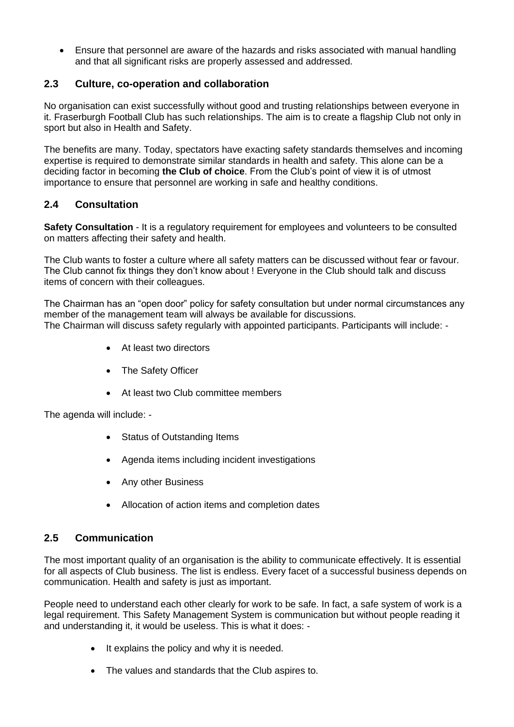- Ensure that personnel are aware of the hazards and risks associated with manual handling and that all significant risks are properly assessed and addressed.

## 2.3 Culture, co-operation and collaboration

No organisation can exist successfully without good and trusting relationships between everyone in it. Fraserburgh Football Club has such relationships. The aim is to create a flagship Club not only in sport but also in Health and Safety.

The benefits are many. Today, spectators have exacting safety standards themselves and incoming expertise is required to demonstrate similar standards in health and safety. This alone can be a deciding factor in becoming **the Club of choice**. From the Club's point of view it is of utmost importance to ensure that personnel are working in safe and healthy conditions.

## 2.4 Consultation

**Safety Consultation** - It is a regulatory requirement for employees and volunteers to be consulted on matters affecting their safety and health.

The Club wants to foster a culture where all safety matters can be discussed without fear or favour. The Club cannot fix things they don't know about ! Everyone in the Club should talk and discuss items of concern with their colleagues.

The Chairman has an "open door" policy for safety consultation but under normal circumstances any member of the management team will always be available for discussions.
The Chairman will discuss safety regularly with appointed participants. Participants will include: -

- At least two directors
- The Safety Officer
- At least two Club committee members

The agenda will include: -

- Status of Outstanding Items
- Agenda items including incident investigations
- Any other Business
- Allocation of action items and completion dates

## 2.5 Communication

The most important quality of an organisation is the ability to communicate effectively. It is essential for all aspects of Club business. The list is endless. Every facet of a successful business depends on communication. Health and safety is just as important.

People need to understand each other clearly for work to be safe. In fact, a safe system of work is a legal requirement. This Safety Management System is communication but without people reading it and understanding it, it would be useless. This is what it does: -

- It explains the policy and why it is needed.
- The values and standards that the Club aspires to.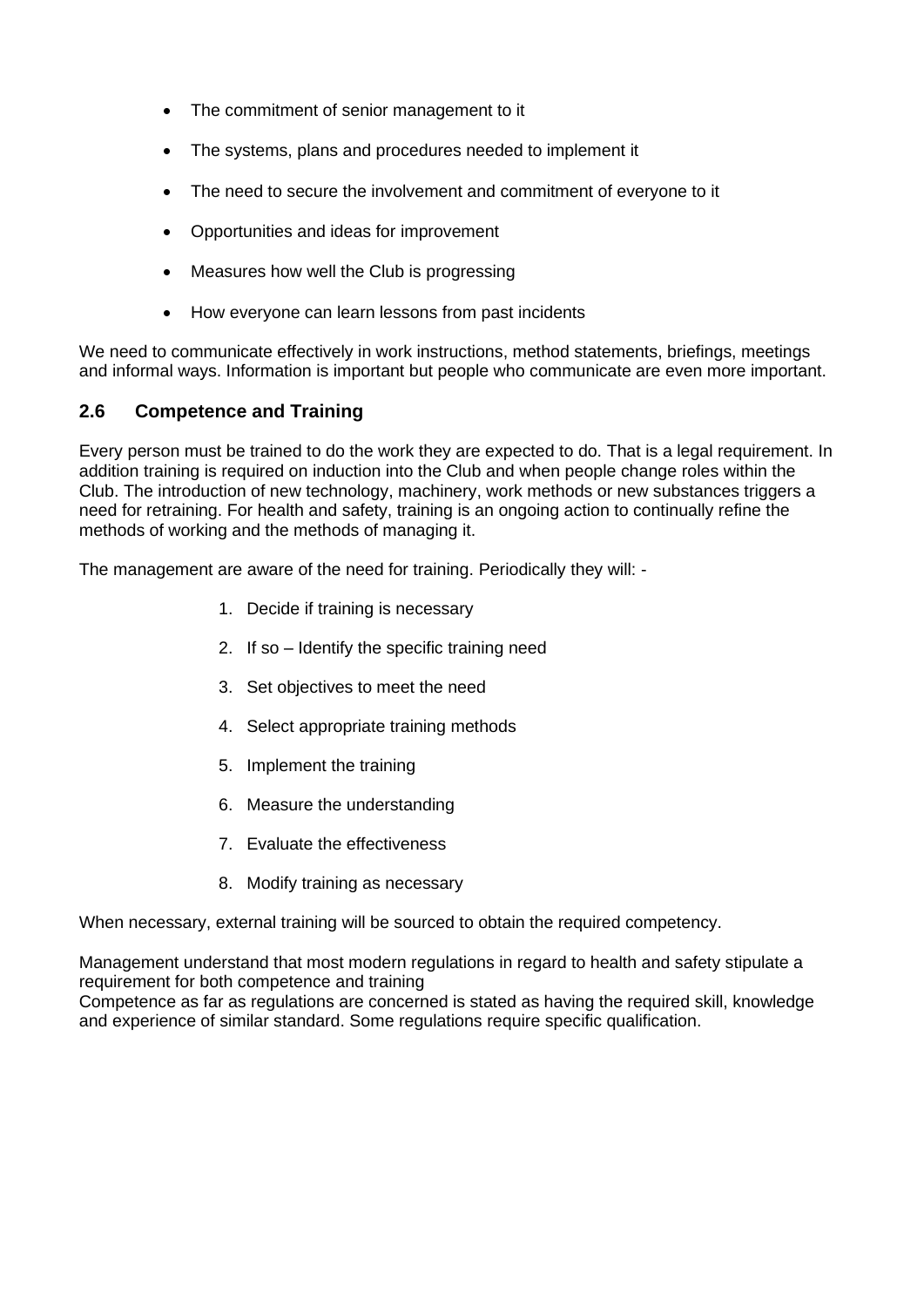- The commitment of senior management to it
- The systems, plans and procedures needed to implement it
- The need to secure the involvement and commitment of everyone to it
- Opportunities and ideas for improvement
- Measures how well the Club is progressing
- How everyone can learn lessons from past incidents

We need to communicate effectively in work instructions, method statements, briefings, meetings and informal ways. Information is important but people who communicate are even more important.

### 2.6 Competence and Training

Every person must be trained to do the work they are expected to do. That is a legal requirement. In addition training is required on induction into the Club and when people change roles within the Club. The introduction of new technology, machinery, work methods or new substances triggers a need for retraining. For health and safety, training is an ongoing action to continually refine the methods of working and the methods of managing it.

The management are aware of the need for training. Periodically they will: -

1. Decide if training is necessary
2. If so – Identify the specific training need
3. Set objectives to meet the need
4. Select appropriate training methods
5. Implement the training
6. Measure the understanding
7. Evaluate the effectiveness
8. Modify training as necessary

When necessary, external training will be sourced to obtain the required competency.

Management understand that most modern regulations in regard to health and safety stipulate a requirement for both competence and training
Competence as far as regulations are concerned is stated as having the required skill, knowledge and experience of similar standard. Some regulations require specific qualification.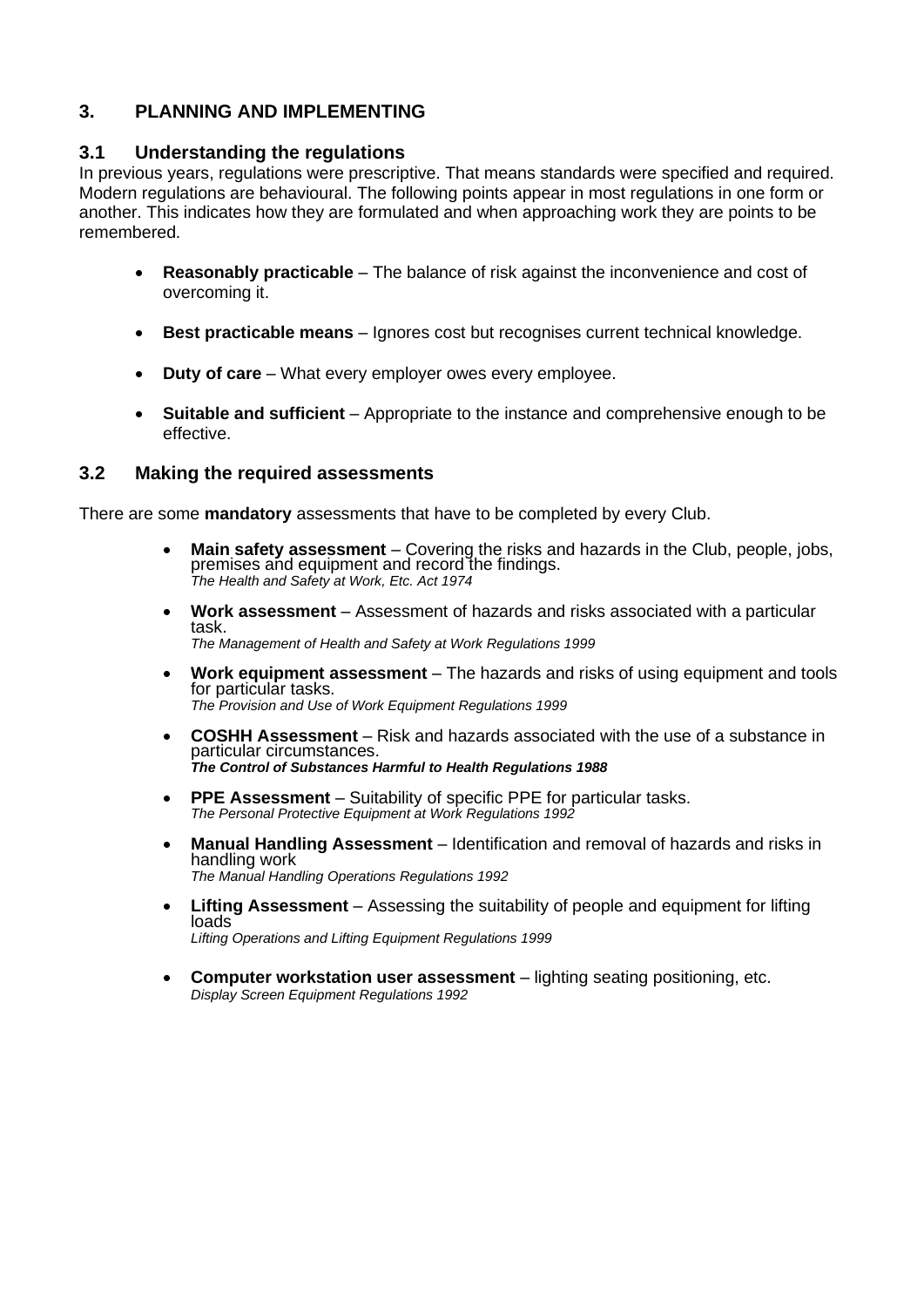## 3. PLANNING AND IMPLEMENTING

### 3.1 Understanding the regulations

In previous years, regulations were prescriptive. That means standards were specified and required. Modern regulations are behavioural. The following points appear in most regulations in one form or another. This indicates how they are formulated and when approaching work they are points to be remembered.

- **Reasonably practicable** – The balance of risk against the inconvenience and cost of overcoming it.
- **Best practicable means** – Ignores cost but recognises current technical knowledge.
- **Duty of care** – What every employer owes every employee.
- **Suitable and sufficient** – Appropriate to the instance and comprehensive enough to be effective.

### 3.2 Making the required assessments

There are some **mandatory** assessments that have to be completed by every Club.

- **Main safety assessment** – Covering the risks and hazards in the Club, people, jobs, premises and equipment and record the findings.
  *The Health and Safety at Work, Etc. Act 1974*
- **Work assessment** – Assessment of hazards and risks associated with a particular task.
  *The Management of Health and Safety at Work Regulations 1999*
- **Work equipment assessment** – The hazards and risks of using equipment and tools for particular tasks.
  *The Provision and Use of Work Equipment Regulations 1999*
- **COSHH Assessment** – Risk and hazards associated with the use of a substance in particular circumstances.
  ***The Control of Substances Harmful to Health Regulations 1988***
- **PPE Assessment** – Suitability of specific PPE for particular tasks.
  *The Personal Protective Equipment at Work Regulations 1992*
- **Manual Handling Assessment** – Identification and removal of hazards and risks in handling work
  *The Manual Handling Operations Regulations 1992*
- **Lifting Assessment** – Assessing the suitability of people and equipment for lifting loads
  *Lifting Operations and Lifting Equipment Regulations 1999*
- **Computer workstation user assessment** – lighting seating positioning, etc.
  *Display Screen Equipment Regulations 1992*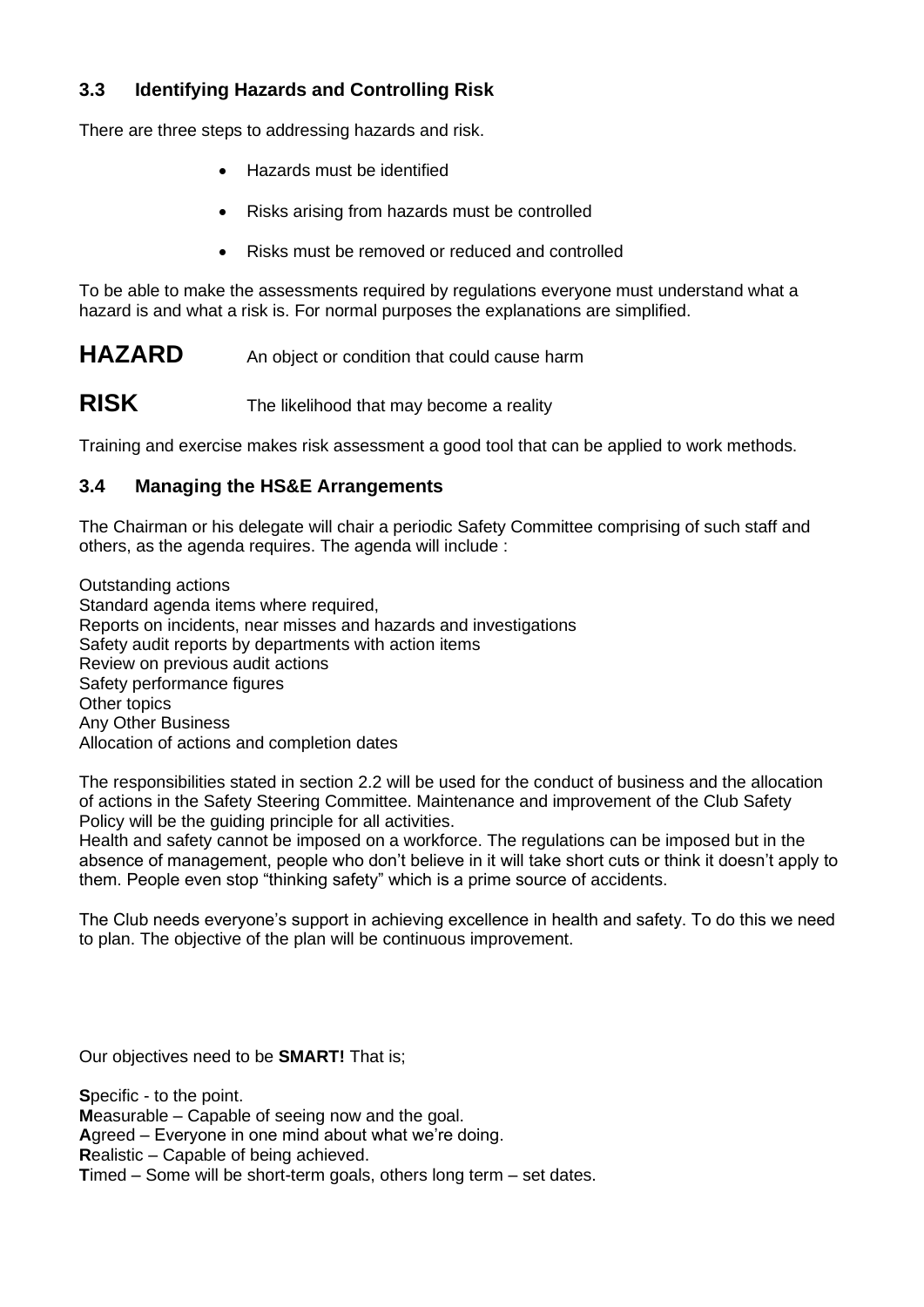### 3.3 Identifying Hazards and Controlling Risk

There are three steps to addressing hazards and risk.

- Hazards must be identified
- Risks arising from hazards must be controlled
- Risks must be removed or reduced and controlled

To be able to make the assessments required by regulations everyone must understand what a hazard is and what a risk is. For normal purposes the explanations are simplified.

**HAZARD** An object or condition that could cause harm

**RISK** The likelihood that may become a reality

Training and exercise makes risk assessment a good tool that can be applied to work methods.

### 3.4 Managing the HS&E Arrangements

The Chairman or his delegate will chair a periodic Safety Committee comprising of such staff and others, as the agenda requires. The agenda will include :

Outstanding actions
Standard agenda items where required,
Reports on incidents, near misses and hazards and investigations
Safety audit reports by departments with action items
Review on previous audit actions
Safety performance figures
Other topics
Any Other Business
Allocation of actions and completion dates

The responsibilities stated in section 2.2 will be used for the conduct of business and the allocation of actions in the Safety Steering Committee. Maintenance and improvement of the Club Safety Policy will be the guiding principle for all activities.
Health and safety cannot be imposed on a workforce. The regulations can be imposed but in the absence of management, people who don't believe in it will take short cuts or think it doesn't apply to them. People even stop "thinking safety" which is a prime source of accidents.

The Club needs everyone's support in achieving excellence in health and safety. To do this we need to plan. The objective of the plan will be continuous improvement.

Our objectives need to be **SMART!** That is;

**S**pecific - to the point.
**M**easurable – Capable of seeing now and the goal.
**A**greed – Everyone in one mind about what we're doing.
**R**ealistic – Capable of being achieved.
**T**imed – Some will be short-term goals, others long term – set dates.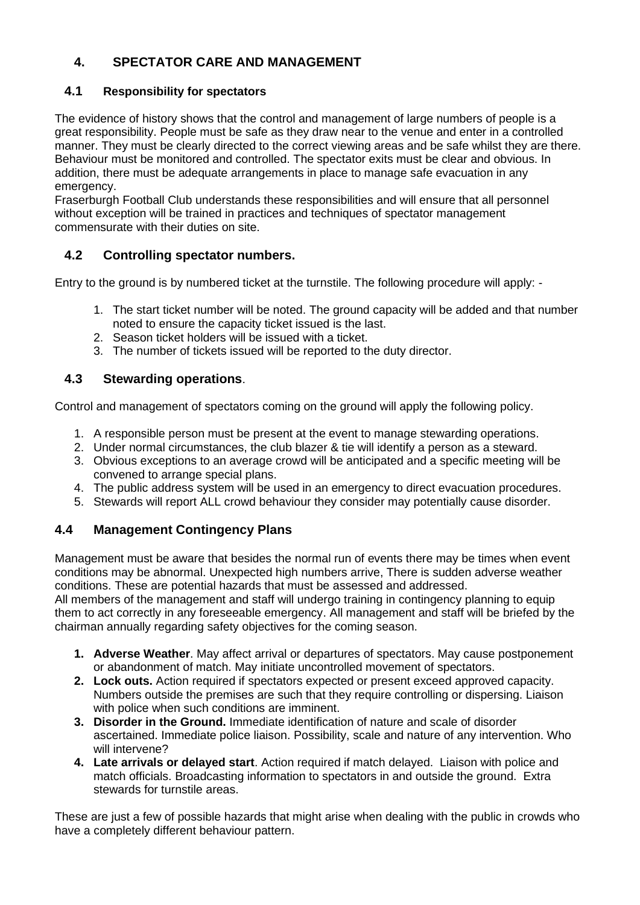## 4. SPECTATOR CARE AND MANAGEMENT

### 4.1 Responsibility for spectators

The evidence of history shows that the control and management of large numbers of people is a great responsibility. People must be safe as they draw near to the venue and enter in a controlled manner. They must be clearly directed to the correct viewing areas and be safe whilst they are there. Behaviour must be monitored and controlled. The spectator exits must be clear and obvious. In addition, there must be adequate arrangements in place to manage safe evacuation in any emergency.
Fraserburgh Football Club understands these responsibilities and will ensure that all personnel without exception will be trained in practices and techniques of spectator management commensurate with their duties on site.

### 4.2 Controlling spectator numbers.

Entry to the ground is by numbered ticket at the turnstile. The following procedure will apply: -

1. The start ticket number will be noted. The ground capacity will be added and that number noted to ensure the capacity ticket issued is the last.
2. Season ticket holders will be issued with a ticket.
3. The number of tickets issued will be reported to the duty director.

### 4.3 Stewarding operations.

Control and management of spectators coming on the ground will apply the following policy.

1. A responsible person must be present at the event to manage stewarding operations.
2. Under normal circumstances, the club blazer & tie will identify a person as a steward.
3. Obvious exceptions to an average crowd will be anticipated and a specific meeting will be convened to arrange special plans.
4. The public address system will be used in an emergency to direct evacuation procedures.
5. Stewards will report ALL crowd behaviour they consider may potentially cause disorder.

### 4.4 Management Contingency Plans

Management must be aware that besides the normal run of events there may be times when event conditions may be abnormal. Unexpected high numbers arrive, There is sudden adverse weather conditions. These are potential hazards that must be assessed and addressed.
All members of the management and staff will undergo training in contingency planning to equip them to act correctly in any foreseeable emergency. All management and staff will be briefed by the chairman annually regarding safety objectives for the coming season.

1. **Adverse Weather**. May affect arrival or departures of spectators. May cause postponement or abandonment of match. May initiate uncontrolled movement of spectators.
2. **Lock outs.** Action required if spectators expected or present exceed approved capacity. Numbers outside the premises are such that they require controlling or dispersing. Liaison with police when such conditions are imminent.
3. **Disorder in the Ground.** Immediate identification of nature and scale of disorder ascertained. Immediate police liaison. Possibility, scale and nature of any intervention. Who will intervene?
4. **Late arrivals or delayed start**. Action required if match delayed. Liaison with police and match officials. Broadcasting information to spectators in and outside the ground. Extra stewards for turnstile areas.

These are just a few of possible hazards that might arise when dealing with the public in crowds who have a completely different behaviour pattern.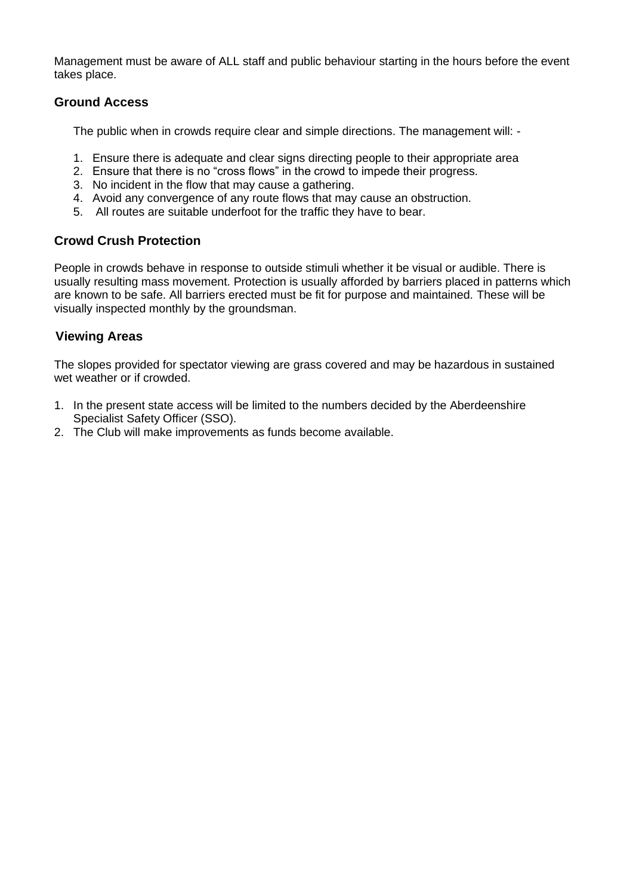Management must be aware of ALL staff and public behaviour starting in the hours before the event takes place.

### Ground Access

The public when in crowds require clear and simple directions. The management will: -

1. Ensure there is adequate and clear signs directing people to their appropriate area
2. Ensure that there is no "cross flows" in the crowd to impede their progress.
3. No incident in the flow that may cause a gathering.
4. Avoid any convergence of any route flows that may cause an obstruction.
5. All routes are suitable underfoot for the traffic they have to bear.

### Crowd Crush Protection

People in crowds behave in response to outside stimuli whether it be visual or audible. There is usually resulting mass movement. Protection is usually afforded by barriers placed in patterns which are known to be safe. All barriers erected must be fit for purpose and maintained. These will be visually inspected monthly by the groundsman.

### Viewing Areas

The slopes provided for spectator viewing are grass covered and may be hazardous in sustained wet weather or if crowded.

1. In the present state access will be limited to the numbers decided by the Aberdeenshire Specialist Safety Officer (SSO).
2. The Club will make improvements as funds become available.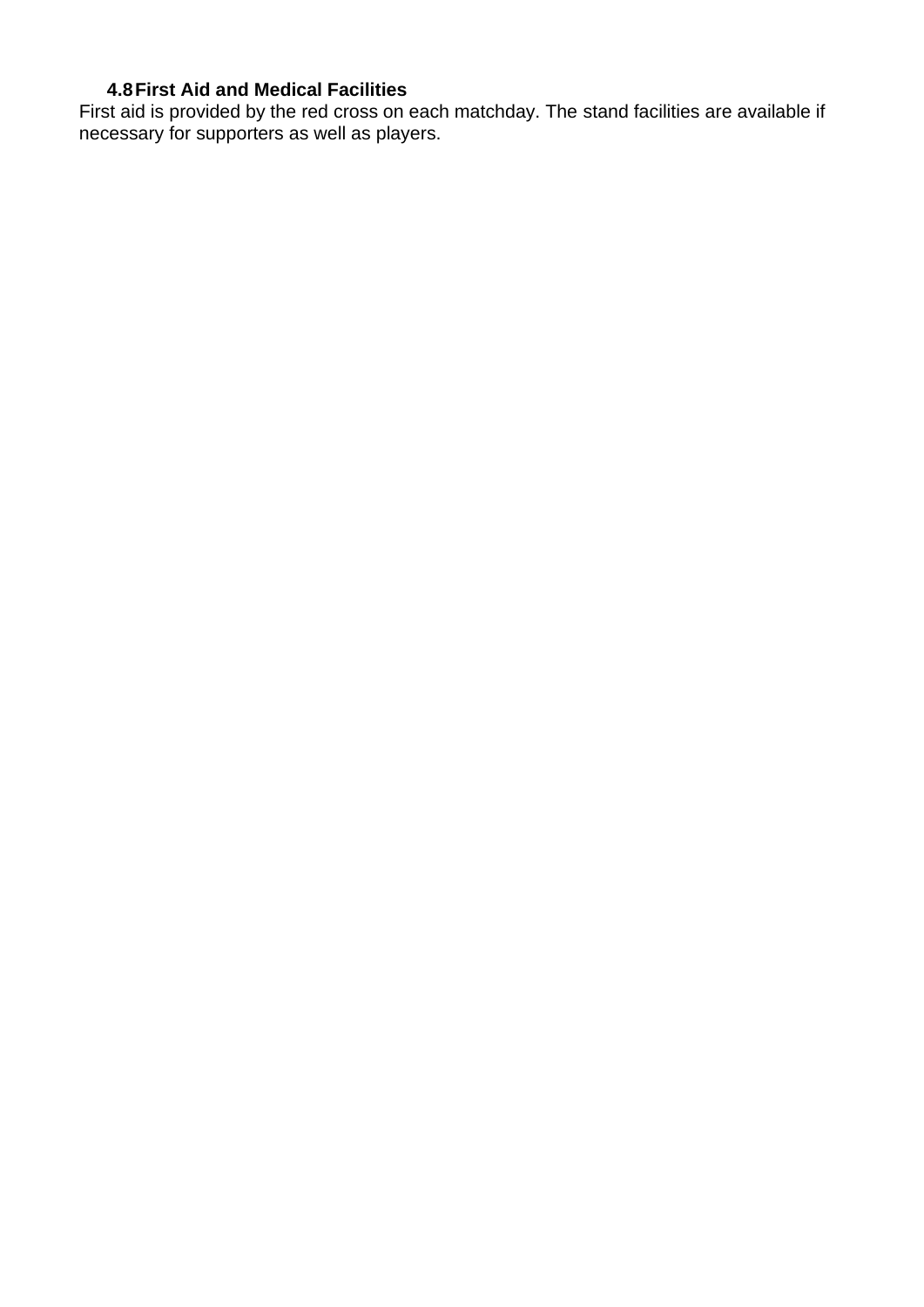### 4.8 First Aid and Medical Facilities

First aid is provided by the red cross on each matchday. The stand facilities are available if necessary for supporters as well as players.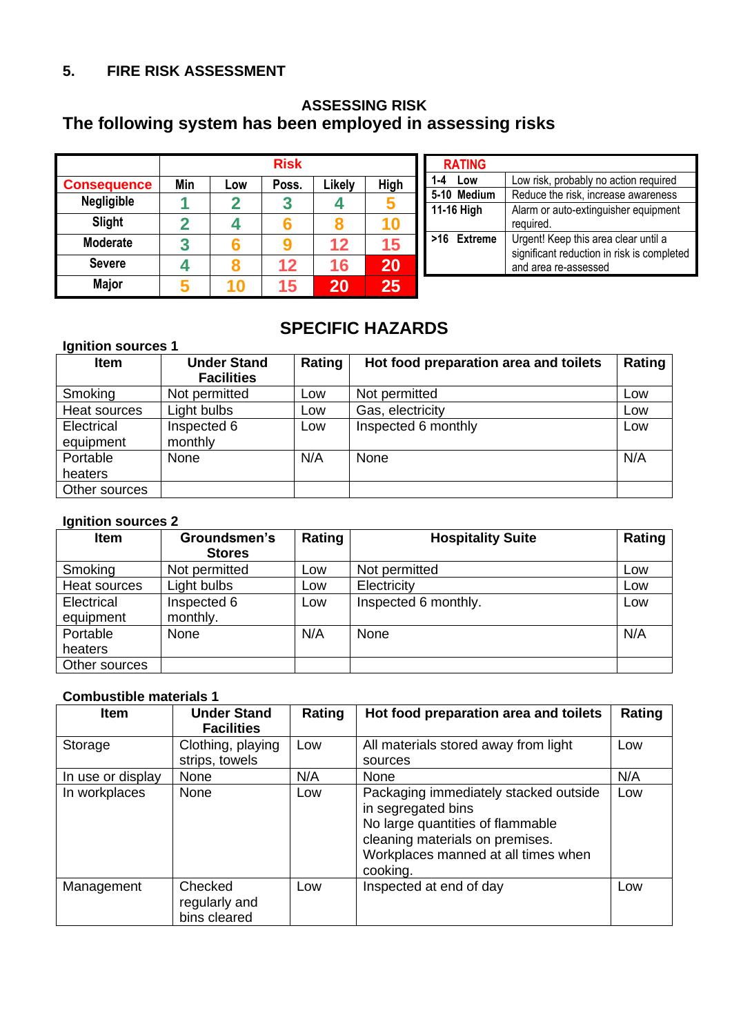## 5. FIRE RISK ASSESSMENT

### ASSESSING RISK

### The following system has been employed in assessing risks

| | Risk | | | | |
|---|---|---|---|---|---|
| **Consequence** | **Min** | **Low** | **Poss.** | **Likely** | **High** |
| **Negligible** | 1 | 2 | 3 | 4 | 5 |
| **Slight** | 2 | 4 | 6 | 8 | 10 |
| **Moderate** | 3 | 6 | 9 | 12 | 15 |
| **Severe** | 4 | 8 | 12 | 16 | 20 |
| **Major** | 5 | 10 | 15 | 20 | 25 |

| RATING | |
|---|---|
| **1-4 Low** | Low risk, probably no action required |
| **5-10 Medium** | Reduce the risk, increase awareness |
| **11-16 High** | Alarm or auto-extinguisher equipment required. |
| **>16 Extreme** | Urgent! Keep this area clear until a significant reduction in risk is completed and area re-assessed |

## SPECIFIC HAZARDS

**Ignition sources 1**

| Item | Under Stand Facilities | Rating | Hot food preparation area and toilets | Rating |
|---|---|---|---|---|
| Smoking | Not permitted | Low | Not permitted | Low |
| Heat sources | Light bulbs | Low | Gas, electricity | Low |
| Electrical equipment | Inspected 6 monthly | Low | Inspected 6 monthly | Low |
| Portable heaters | None | N/A | None | N/A |
| Other sources | | | | |

**Ignition sources 2**

| Item | Groundsmen's Stores | Rating | Hospitality Suite | Rating |
|---|---|---|---|---|
| Smoking | Not permitted | Low | Not permitted | Low |
| Heat sources | Light bulbs | Low | Electricity | Low |
| Electrical equipment | Inspected 6 monthly. | Low | Inspected 6 monthly. | Low |
| Portable heaters | None | N/A | None | N/A |
| Other sources | | | | |

**Combustible materials 1**

| Item | Under Stand Facilities | Rating | Hot food preparation area and toilets | Rating |
|---|---|---|---|---|
| Storage | Clothing, playing strips, towels | Low | All materials stored away from light sources | Low |
| In use or display | None | N/A | None | N/A |
| In workplaces | None | Low | Packaging immediately stacked outside in segregated bins<br>No large quantities of flammable cleaning materials on premises.<br>Workplaces manned at all times when cooking. | Low |
| Management | Checked regularly and bins cleared | Low | Inspected at end of day | Low |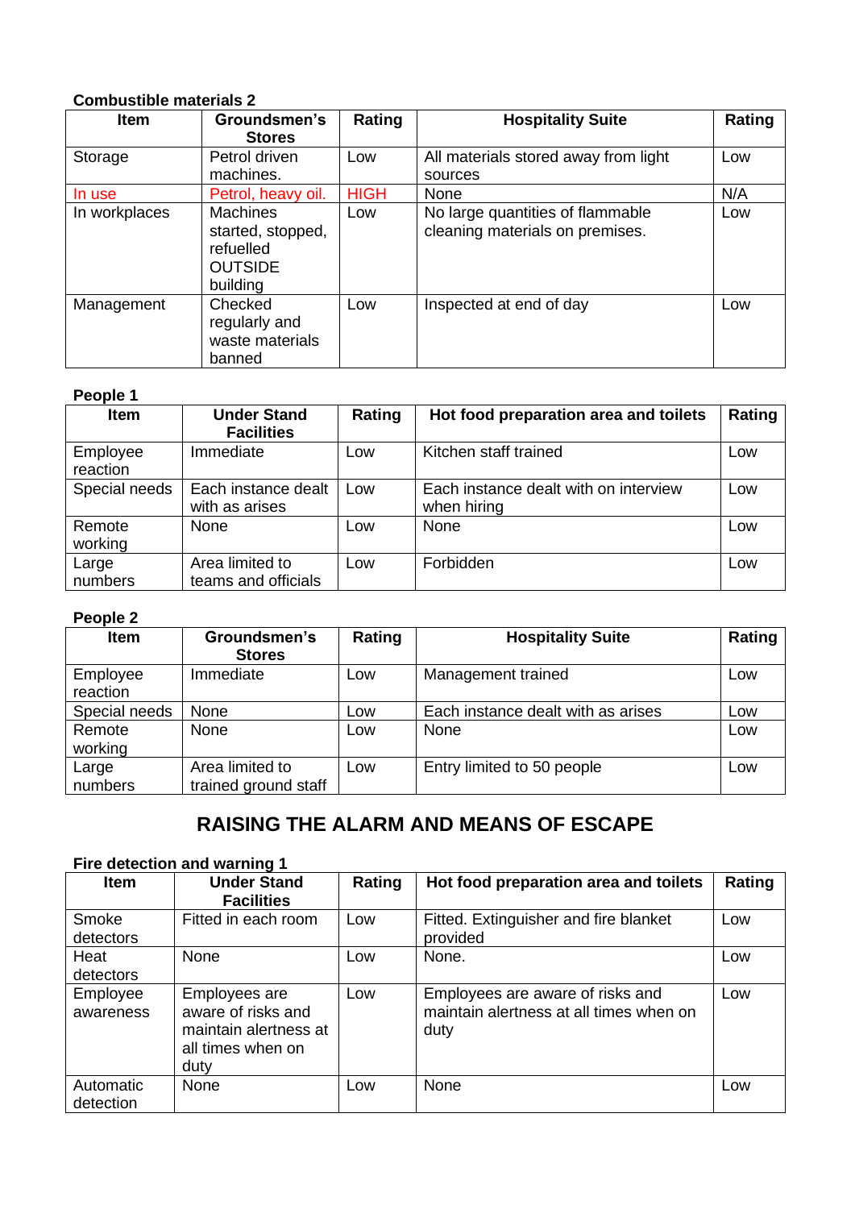**Combustible materials 2**

| Item | Groundsmen's Stores | Rating | Hospitality Suite | Rating |
|---|---|---|---|---|
| Storage | Petrol driven machines. | Low | All materials stored away from light sources | Low |
| In use | Petrol, heavy oil. | HIGH | None | N/A |
| In workplaces | Machines started, stopped, refuelled OUTSIDE building | Low | No large quantities of flammable cleaning materials on premises. | Low |
| Management | Checked regularly and waste materials banned | Low | Inspected at end of day | Low |

**People 1**

| Item | Under Stand Facilities | Rating | Hot food preparation area and toilets | Rating |
|---|---|---|---|---|
| Employee reaction | Immediate | Low | Kitchen staff trained | Low |
| Special needs | Each instance dealt with as arises | Low | Each instance dealt with on interview when hiring | Low |
| Remote working | None | Low | None | Low |
| Large numbers | Area limited to teams and officials | Low | Forbidden | Low |

**People 2**

| Item | Groundsmen's Stores | Rating | Hospitality Suite | Rating |
|---|---|---|---|---|
| Employee reaction | Immediate | Low | Management trained | Low |
| Special needs | None | Low | Each instance dealt with as arises | Low |
| Remote working | None | Low | None | Low |
| Large numbers | Area limited to trained ground staff | Low | Entry limited to 50 people | Low |

## RAISING THE ALARM AND MEANS OF ESCAPE

**Fire detection and warning 1**

| Item | Under Stand Facilities | Rating | Hot food preparation area and toilets | Rating |
|---|---|---|---|---|
| Smoke detectors | Fitted in each room | Low | Fitted. Extinguisher and fire blanket provided | Low |
| Heat detectors | None | Low | None. | Low |
| Employee awareness | Employees are aware of risks and maintain alertness at all times when on duty | Low | Employees are aware of risks and maintain alertness at all times when on duty | Low |
| Automatic detection | None | Low | None | Low |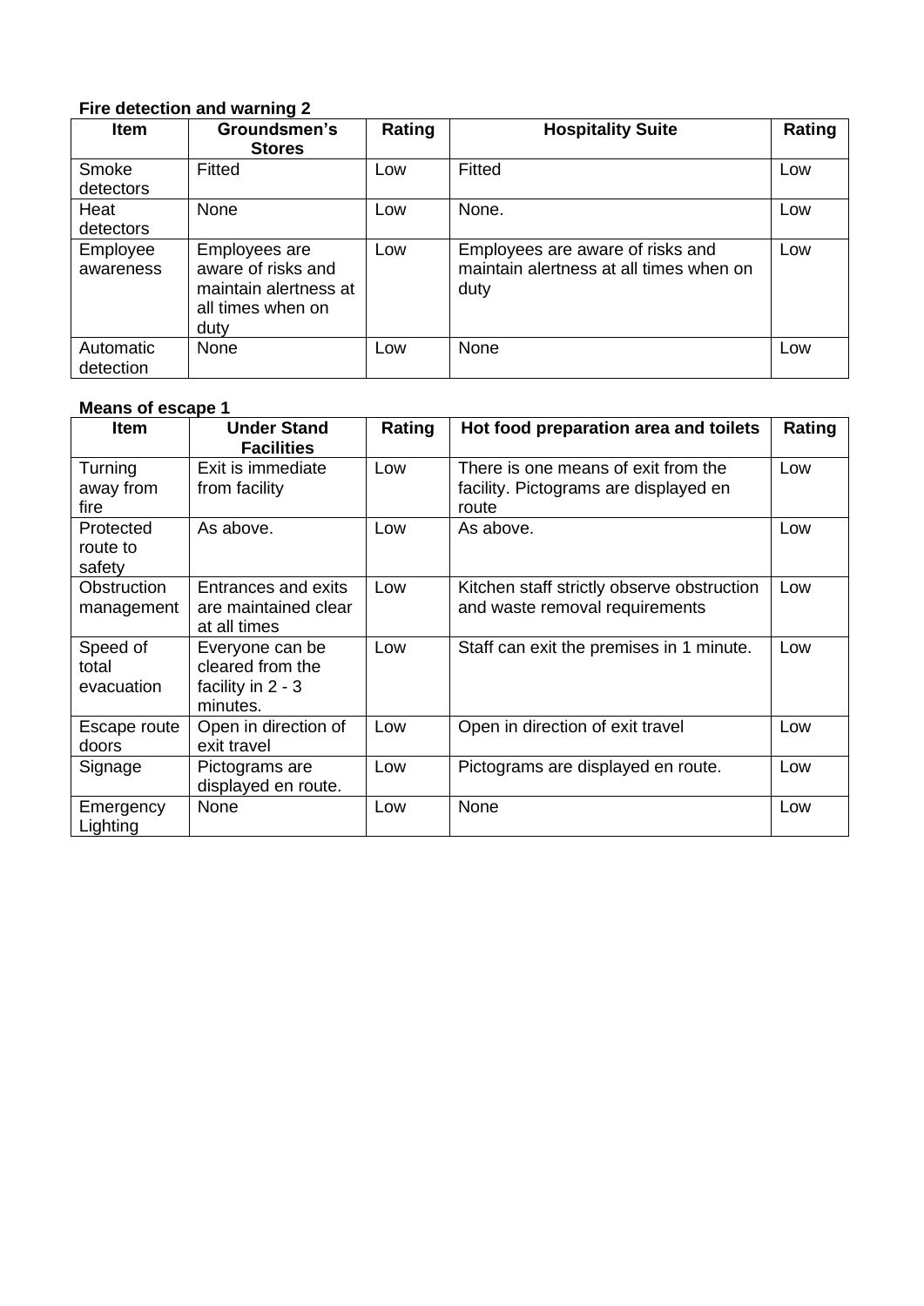**Fire detection and warning 2**

| Item | Groundsmen's Stores | Rating | Hospitality Suite | Rating |
|---|---|---|---|---|
| Smoke detectors | Fitted | Low | Fitted | Low |
| Heat detectors | None | Low | None. | Low |
| Employee awareness | Employees are aware of risks and maintain alertness at all times when on duty | Low | Employees are aware of risks and maintain alertness at all times when on duty | Low |
| Automatic detection | None | Low | None | Low |

**Means of escape 1**

| Item | Under Stand Facilities | Rating | Hot food preparation area and toilets | Rating |
|---|---|---|---|---|
| Turning away from fire | Exit is immediate from facility | Low | There is one means of exit from the facility. Pictograms are displayed en route | Low |
| Protected route to safety | As above. | Low | As above. | Low |
| Obstruction management | Entrances and exits are maintained clear at all times | Low | Kitchen staff strictly observe obstruction and waste removal requirements | Low |
| Speed of total evacuation | Everyone can be cleared from the facility in 2 - 3 minutes. | Low | Staff can exit the premises in 1 minute. | Low |
| Escape route doors | Open in direction of exit travel | Low | Open in direction of exit travel | Low |
| Signage | Pictograms are displayed en route. | Low | Pictograms are displayed en route. | Low |
| Emergency Lighting | None | Low | None | Low |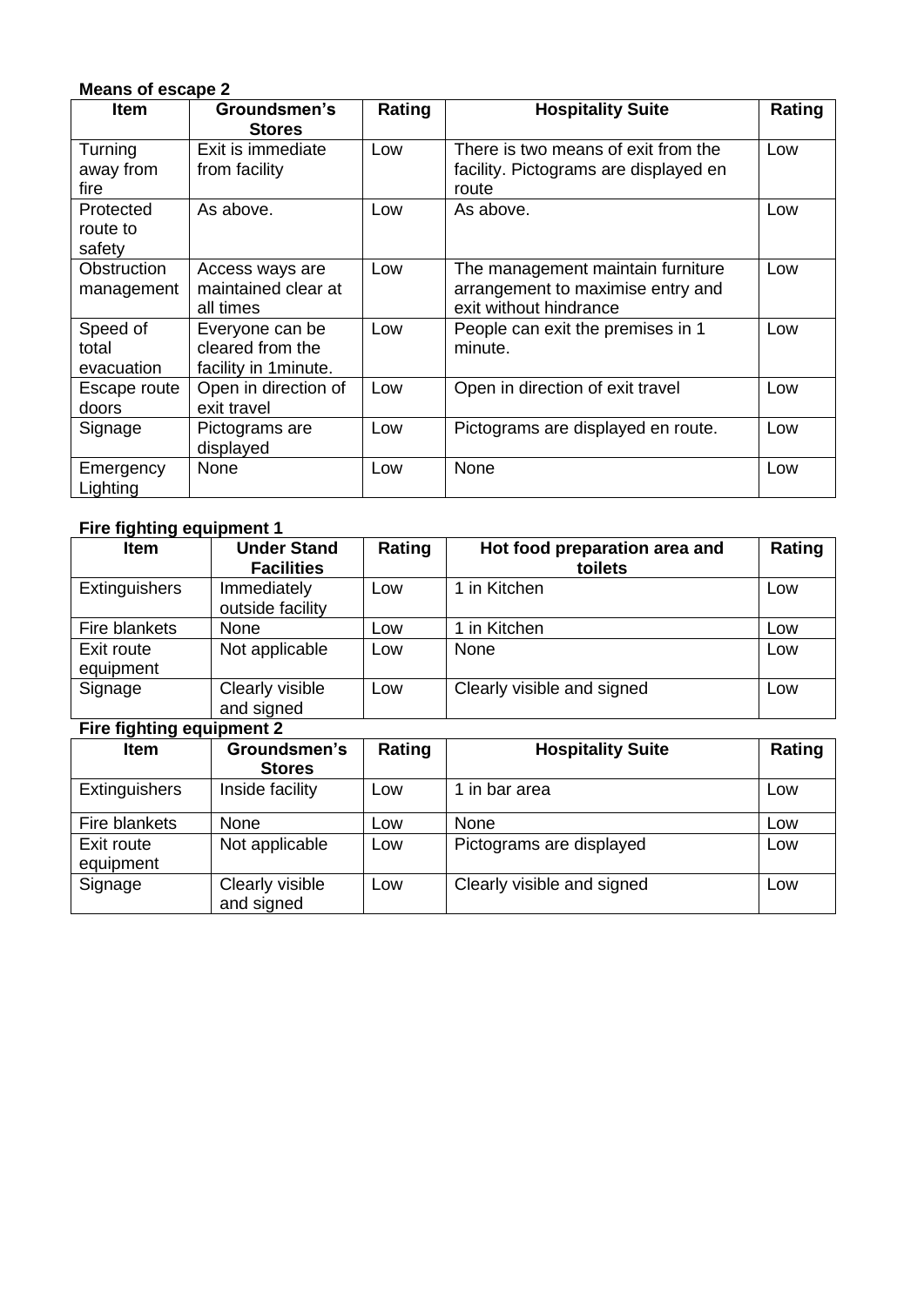**Means of escape 2**

| Item | Groundsmen's Stores | Rating | Hospitality Suite | Rating |
|---|---|---|---|---|
| Turning away from fire | Exit is immediate from facility | Low | There is two means of exit from the facility. Pictograms are displayed en route | Low |
| Protected route to safety | As above. | Low | As above. | Low |
| Obstruction management | Access ways are maintained clear at all times | Low | The management maintain furniture arrangement to maximise entry and exit without hindrance | Low |
| Speed of total evacuation | Everyone can be cleared from the facility in 1minute. | Low | People can exit the premises in 1 minute. | Low |
| Escape route doors | Open in direction of exit travel | Low | Open in direction of exit travel | Low |
| Signage | Pictograms are displayed | Low | Pictograms are displayed en route. | Low |
| Emergency Lighting | None | Low | None | Low |

**Fire fighting equipment 1**

| Item | Under Stand Facilities | Rating | Hot food preparation area and toilets | Rating |
|---|---|---|---|---|
| Extinguishers | Immediately outside facility | Low | 1 in Kitchen | Low |
| Fire blankets | None | Low | 1 in Kitchen | Low |
| Exit route equipment | Not applicable | Low | None | Low |
| Signage | Clearly visible and signed | Low | Clearly visible and signed | Low |

**Fire fighting equipment 2**

| Item | Groundsmen's Stores | Rating | Hospitality Suite | Rating |
|---|---|---|---|---|
| Extinguishers | Inside facility | Low | 1 in bar area | Low |
| Fire blankets | None | Low | None | Low |
| Exit route equipment | Not applicable | Low | Pictograms are displayed | Low |
| Signage | Clearly visible and signed | Low | Clearly visible and signed | Low |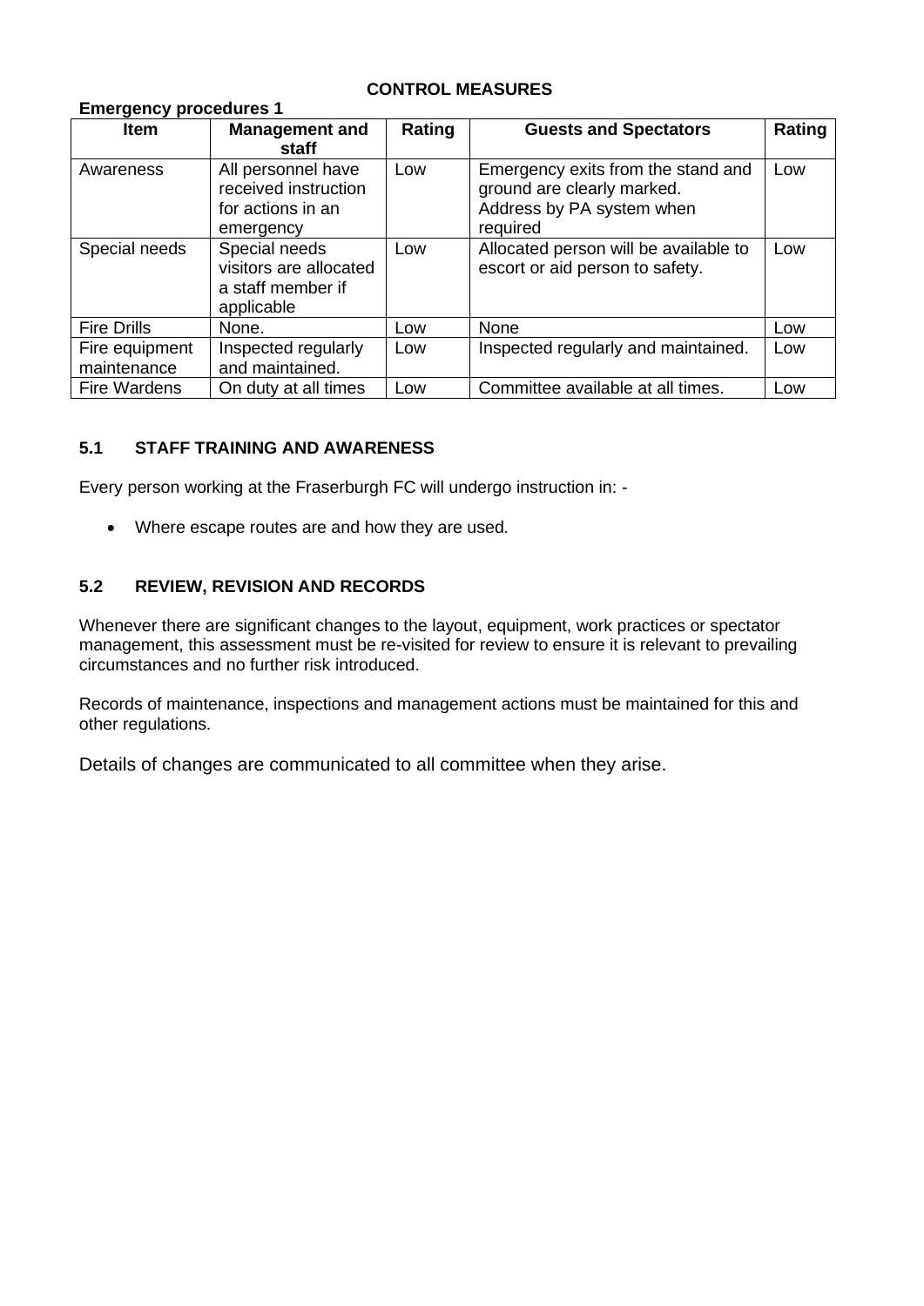**CONTROL MEASURES**

**Emergency procedures 1**

| Item | Management and staff | Rating | Guests and Spectators | Rating |
|---|---|---|---|---|
| Awareness | All personnel have received instruction for actions in an emergency | Low | Emergency exits from the stand and ground are clearly marked. Address by PA system when required | Low |
| Special needs | Special needs visitors are allocated a staff member if applicable | Low | Allocated person will be available to escort or aid person to safety. | Low |
| Fire Drills | None. | Low | None | Low |
| Fire equipment maintenance | Inspected regularly and maintained. | Low | Inspected regularly and maintained. | Low |
| Fire Wardens | On duty at all times | Low | Committee available at all times. | Low |

### 5.1 STAFF TRAINING AND AWARENESS

Every person working at the Fraserburgh FC will undergo instruction in: -

- Where escape routes are and how they are used.

### 5.2 REVIEW, REVISION AND RECORDS

Whenever there are significant changes to the layout, equipment, work practices or spectator management, this assessment must be re-visited for review to ensure it is relevant to prevailing circumstances and no further risk introduced.

Records of maintenance, inspections and management actions must be maintained for this and other regulations.

Details of changes are communicated to all committee when they arise.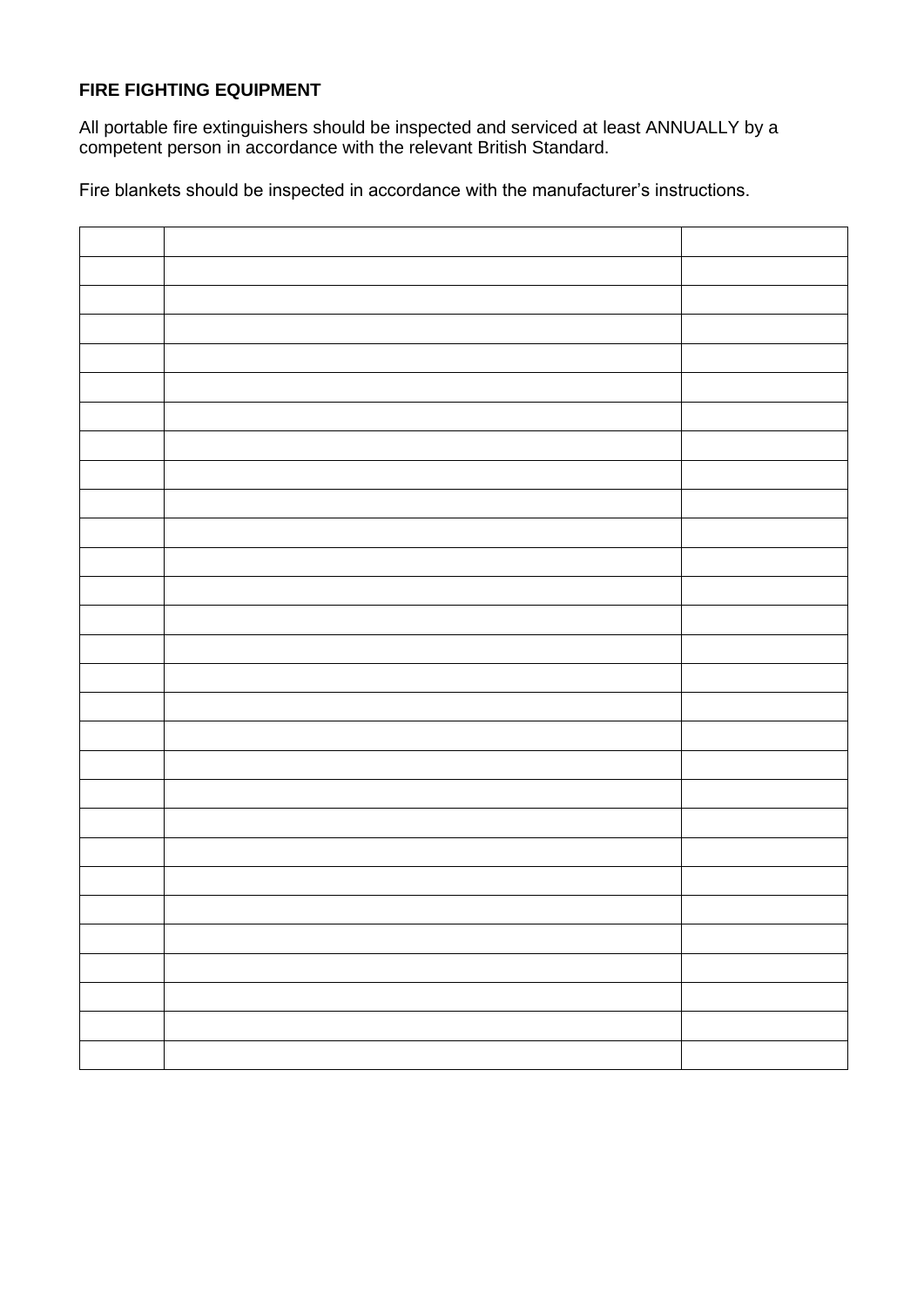**FIRE FIGHTING EQUIPMENT**

All portable fire extinguishers should be inspected and serviced at least ANNUALLY by a competent person in accordance with the relevant British Standard.

Fire blankets should be inspected in accordance with the manufacturer's instructions.

| | | |
|---|---|---|
| | | |
| | | |
| | | |
| | | |
| | | |
| | | |
| | | |
| | | |
| | | |
| | | |
| | | |
| | | |
| | | |
| | | |
| | | |
| | | |
| | | |
| | | |
| | | |
| | | |
| | | |
| | | |
| | | |
| | | |
| | | |
| | | |
| | | |
| | | |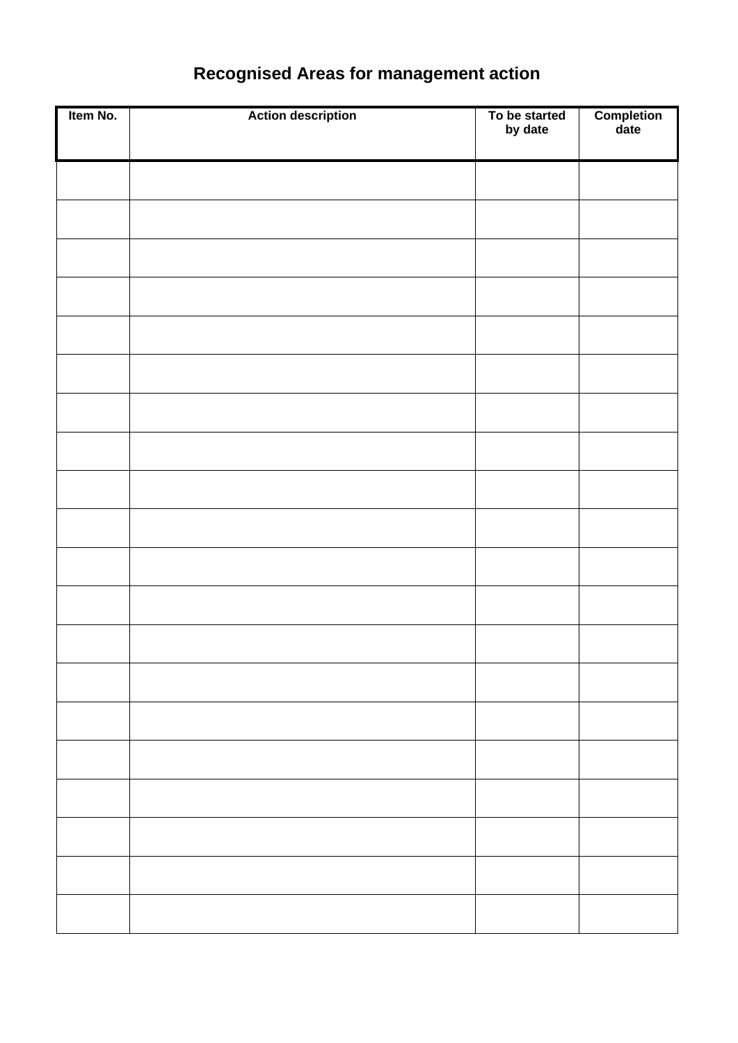# Recognised Areas for management action

| Item No. | Action description | To be started by date | Completion date |
|---|---|---|---|
| | | | |
| | | | |
| | | | |
| | | | |
| | | | |
| | | | |
| | | | |
| | | | |
| | | | |
| | | | |
| | | | |
| | | | |
| | | | |
| | | | |
| | | | |
| | | | |
| | | | |
| | | | |
| | | | |
| | | | |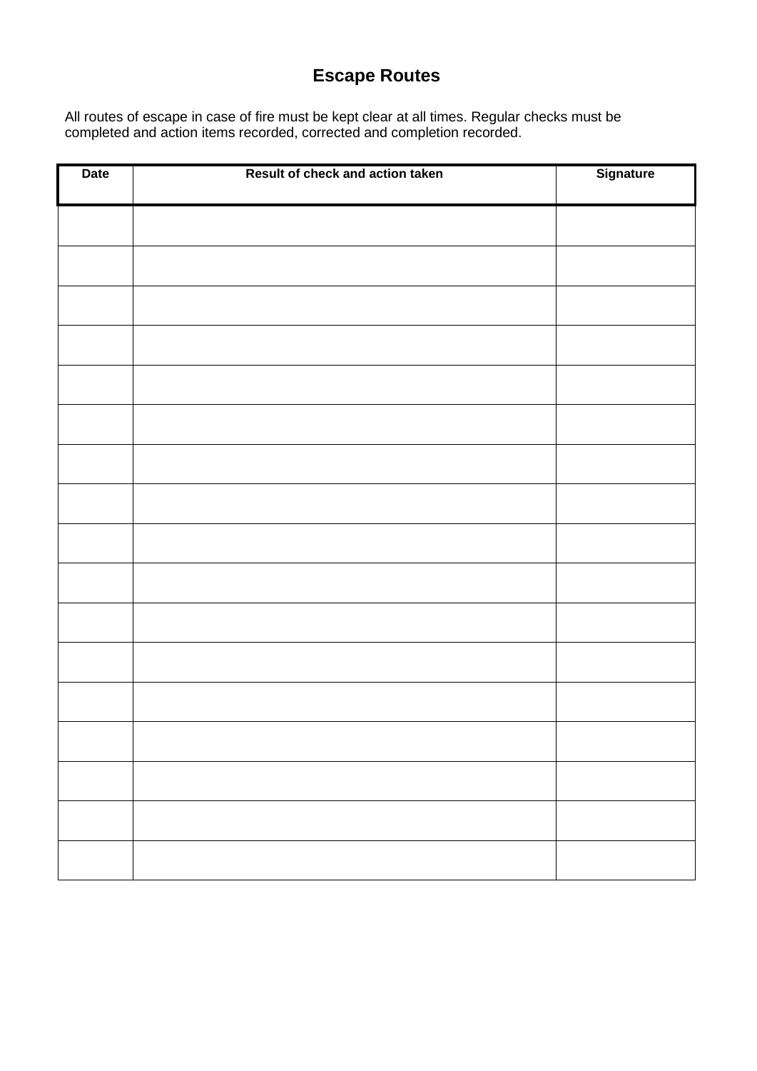# Escape Routes

All routes of escape in case of fire must be kept clear at all times. Regular checks must be completed and action items recorded, corrected and completion recorded.

| Date | Result of check and action taken | Signature |
|---|---|---|
| | | |
| | | |
| | | |
| | | |
| | | |
| | | |
| | | |
| | | |
| | | |
| | | |
| | | |
| | | |
| | | |
| | | |
| | | |
| | | |
| | | |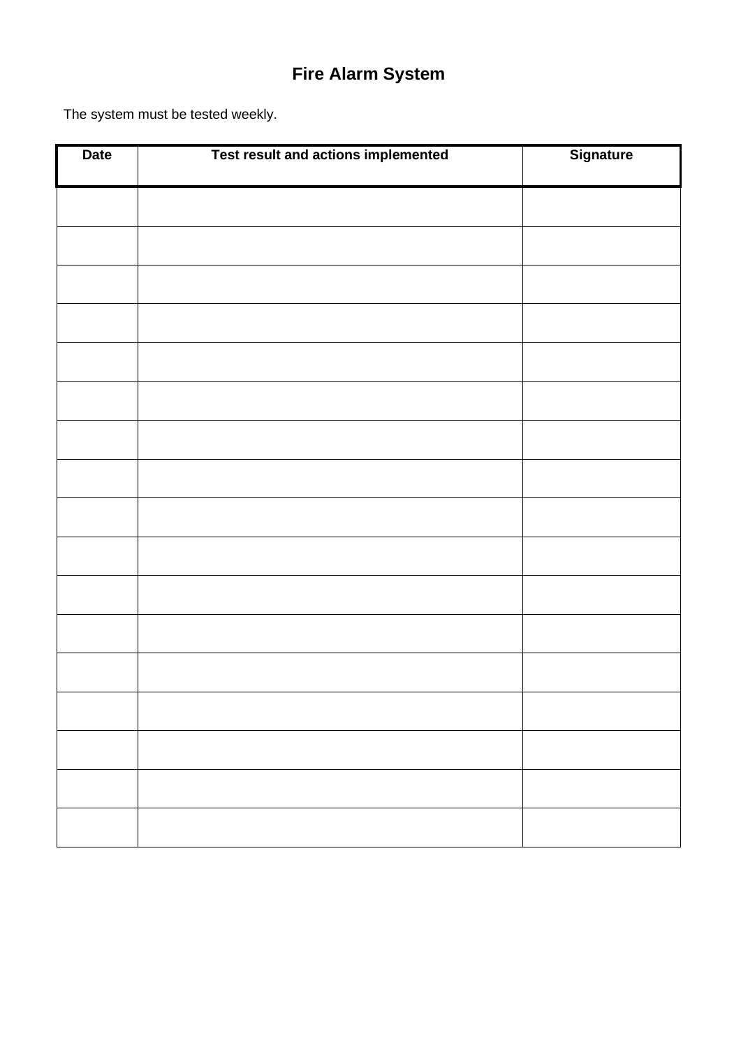# Fire Alarm System

The system must be tested weekly.

| Date | Test result and actions implemented | Signature |
|---|---|---|
| | | |
| | | |
| | | |
| | | |
| | | |
| | | |
| | | |
| | | |
| | | |
| | | |
| | | |
| | | |
| | | |
| | | |
| | | |
| | | |
| | | |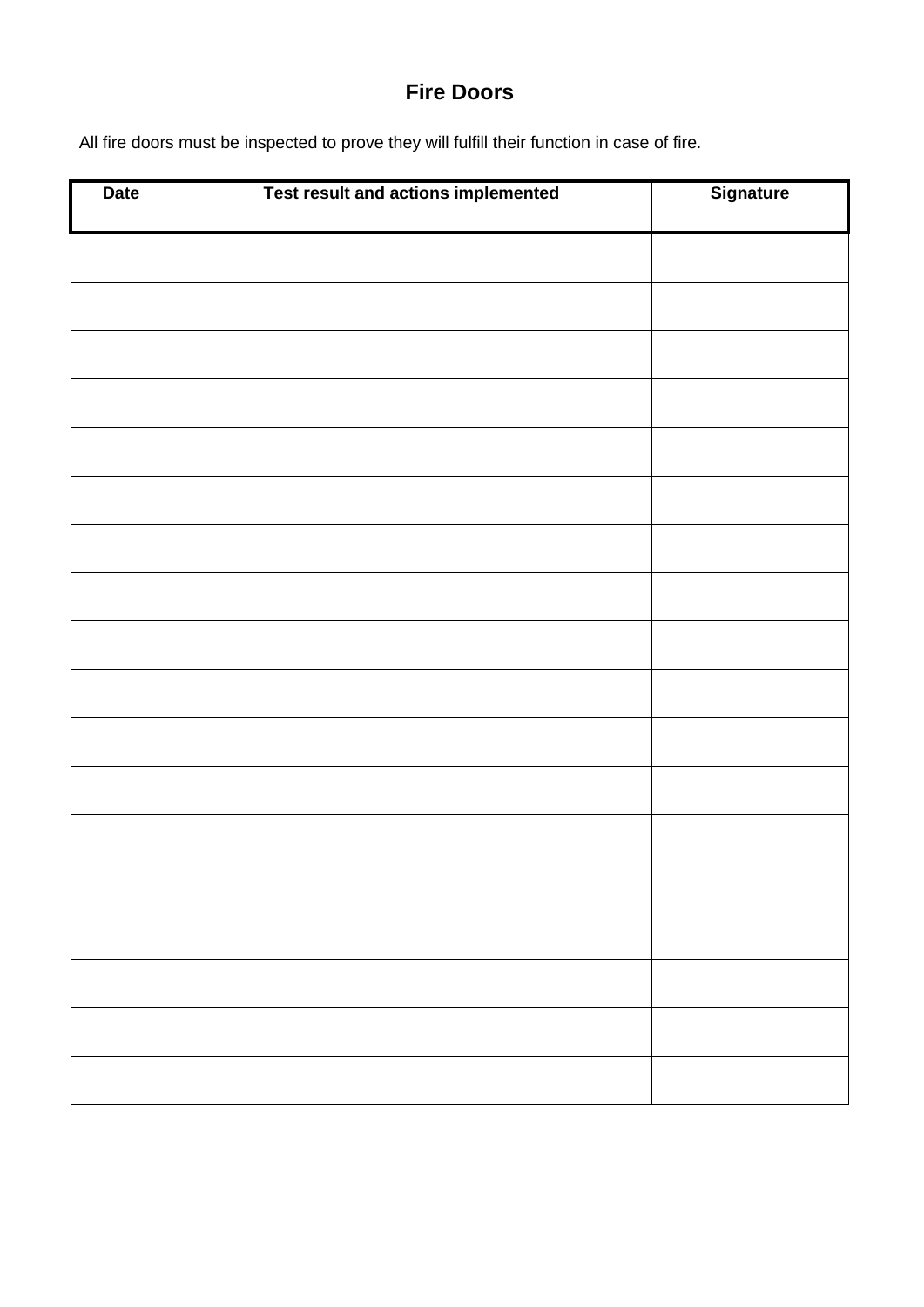# Fire Doors

All fire doors must be inspected to prove they will fulfill their function in case of fire.

| Date | Test result and actions implemented | Signature |
|---|---|---|
| | | |
| | | |
| | | |
| | | |
| | | |
| | | |
| | | |
| | | |
| | | |
| | | |
| | | |
| | | |
| | | |
| | | |
| | | |
| | | |
| | | |
| | | |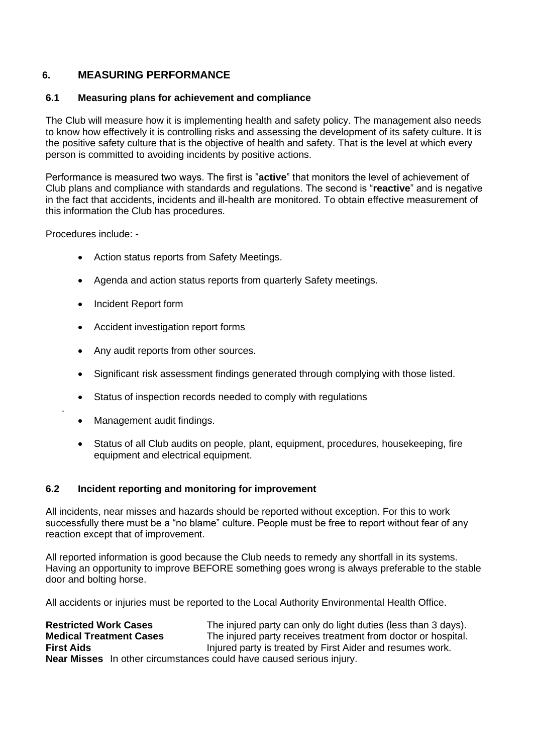## 6. MEASURING PERFORMANCE

### 6.1 Measuring plans for achievement and compliance

The Club will measure how it is implementing health and safety policy. The management also needs to know how effectively it is controlling risks and assessing the development of its safety culture. It is the positive safety culture that is the objective of health and safety. That is the level at which every person is committed to avoiding incidents by positive actions.

Performance is measured two ways. The first is "**active**" that monitors the level of achievement of Club plans and compliance with standards and regulations. The second is "**reactive**" and is negative in the fact that accidents, incidents and ill-health are monitored. To obtain effective measurement of this information the Club has procedures.

Procedures include: -

- Action status reports from Safety Meetings.
- Agenda and action status reports from quarterly Safety meetings.
- Incident Report form
- Accident investigation report forms
- Any audit reports from other sources.
- Significant risk assessment findings generated through complying with those listed.
- Status of inspection records needed to comply with regulations
- Management audit findings.
- Status of all Club audits on people, plant, equipment, procedures, housekeeping, fire equipment and electrical equipment.

### 6.2 Incident reporting and monitoring for improvement

All incidents, near misses and hazards should be reported without exception. For this to work successfully there must be a "no blame" culture. People must be free to report without fear of any reaction except that of improvement.

All reported information is good because the Club needs to remedy any shortfall in its systems. Having an opportunity to improve BEFORE something goes wrong is always preferable to the stable door and bolting horse.

All accidents or injuries must be reported to the Local Authority Environmental Health Office.

**Restricted Work Cases** The injured party can only do light duties (less than 3 days).
**Medical Treatment Cases** The injured party receives treatment from doctor or hospital.
**First Aids** Injured party is treated by First Aider and resumes work.
**Near Misses** In other circumstances could have caused serious injury.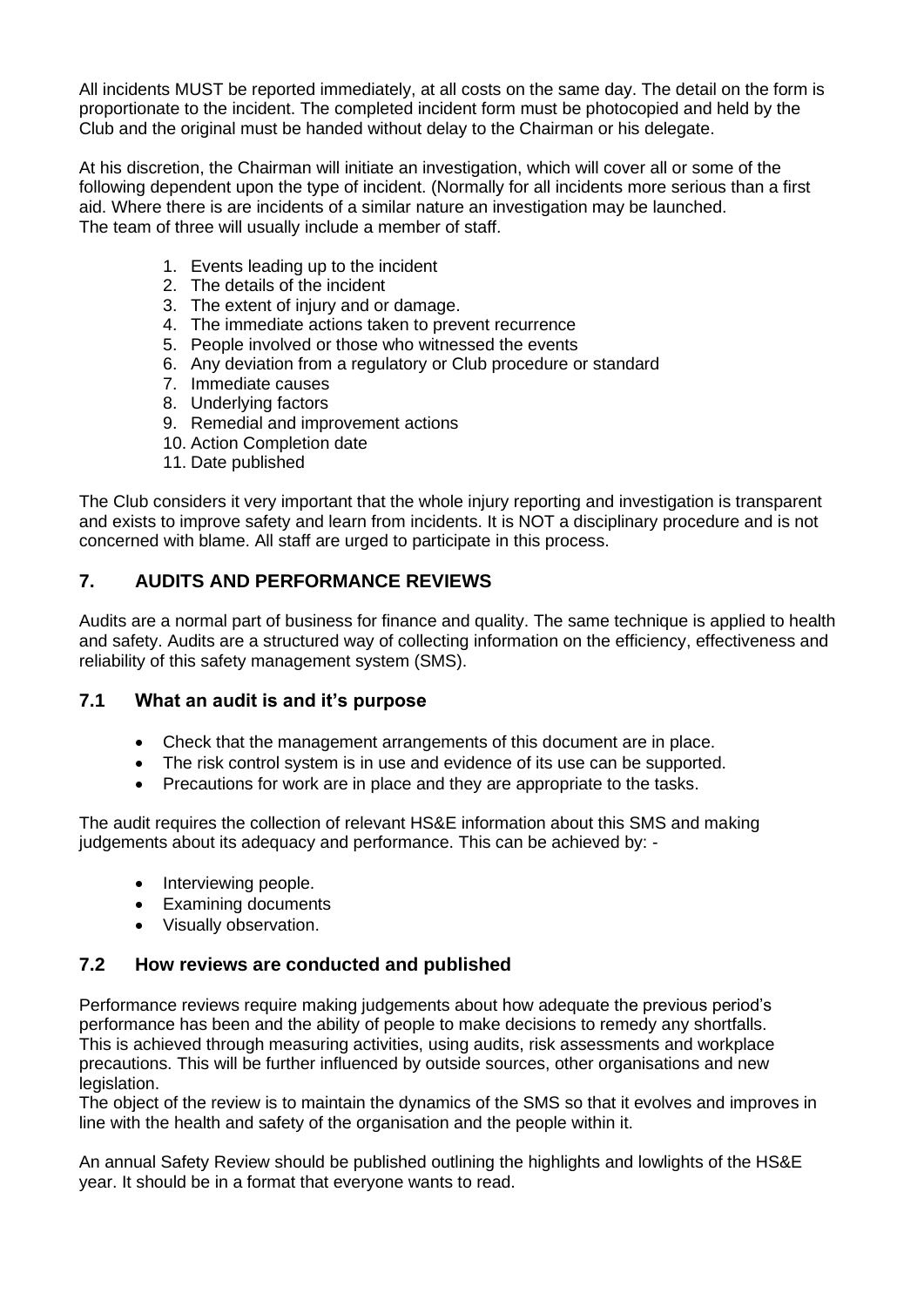All incidents MUST be reported immediately, at all costs on the same day. The detail on the form is proportionate to the incident. The completed incident form must be photocopied and held by the Club and the original must be handed without delay to the Chairman or his delegate.

At his discretion, the Chairman will initiate an investigation, which will cover all or some of the following dependent upon the type of incident. (Normally for all incidents more serious than a first aid. Where there is are incidents of a similar nature an investigation may be launched.
The team of three will usually include a member of staff.

1. Events leading up to the incident
2. The details of the incident
3. The extent of injury and or damage.
4. The immediate actions taken to prevent recurrence
5. People involved or those who witnessed the events
6. Any deviation from a regulatory or Club procedure or standard
7. Immediate causes
8. Underlying factors
9. Remedial and improvement actions
10. Action Completion date
11. Date published

The Club considers it very important that the whole injury reporting and investigation is transparent and exists to improve safety and learn from incidents. It is NOT a disciplinary procedure and is not concerned with blame. All staff are urged to participate in this process.

## 7. AUDITS AND PERFORMANCE REVIEWS

Audits are a normal part of business for finance and quality. The same technique is applied to health and safety. Audits are a structured way of collecting information on the efficiency, effectiveness and reliability of this safety management system (SMS).

### 7.1 What an audit is and it's purpose

- Check that the management arrangements of this document are in place.
- The risk control system is in use and evidence of its use can be supported.
- Precautions for work are in place and they are appropriate to the tasks.

The audit requires the collection of relevant HS&E information about this SMS and making judgements about its adequacy and performance. This can be achieved by: -

- Interviewing people.
- Examining documents
- Visually observation.

### 7.2 How reviews are conducted and published

Performance reviews require making judgements about how adequate the previous period's performance has been and the ability of people to make decisions to remedy any shortfalls. This is achieved through measuring activities, using audits, risk assessments and workplace precautions. This will be further influenced by outside sources, other organisations and new legislation.
The object of the review is to maintain the dynamics of the SMS so that it evolves and improves in line with the health and safety of the organisation and the people within it.

An annual Safety Review should be published outlining the highlights and lowlights of the HS&E year. It should be in a format that everyone wants to read.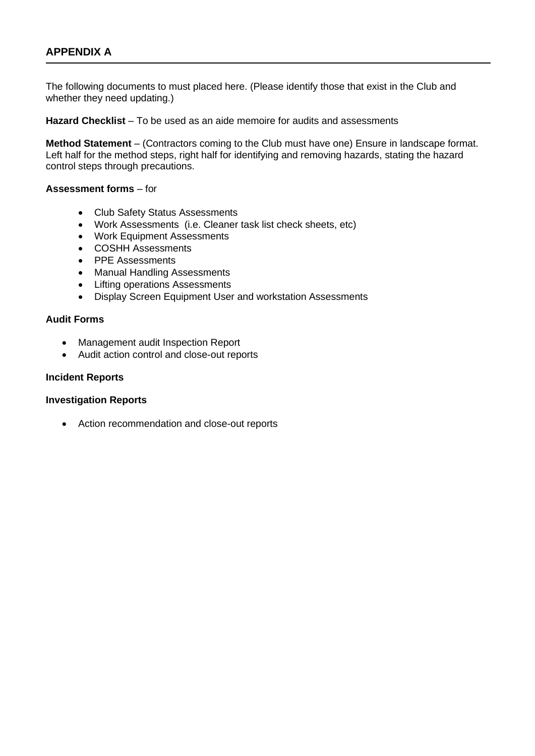## APPENDIX A

The following documents to must placed here. (Please identify those that exist in the Club and whether they need updating.)

**Hazard Checklist** – To be used as an aide memoire for audits and assessments

**Method Statement** – (Contractors coming to the Club must have one) Ensure in landscape format. Left half for the method steps, right half for identifying and removing hazards, stating the hazard control steps through precautions.

**Assessment forms** – for

- Club Safety Status Assessments
- Work Assessments (i.e. Cleaner task list check sheets, etc)
- Work Equipment Assessments
- COSHH Assessments
- PPE Assessments
- Manual Handling Assessments
- Lifting operations Assessments
- Display Screen Equipment User and workstation Assessments

**Audit Forms**

- Management audit Inspection Report
- Audit action control and close-out reports

**Incident Reports**

**Investigation Reports**

- Action recommendation and close-out reports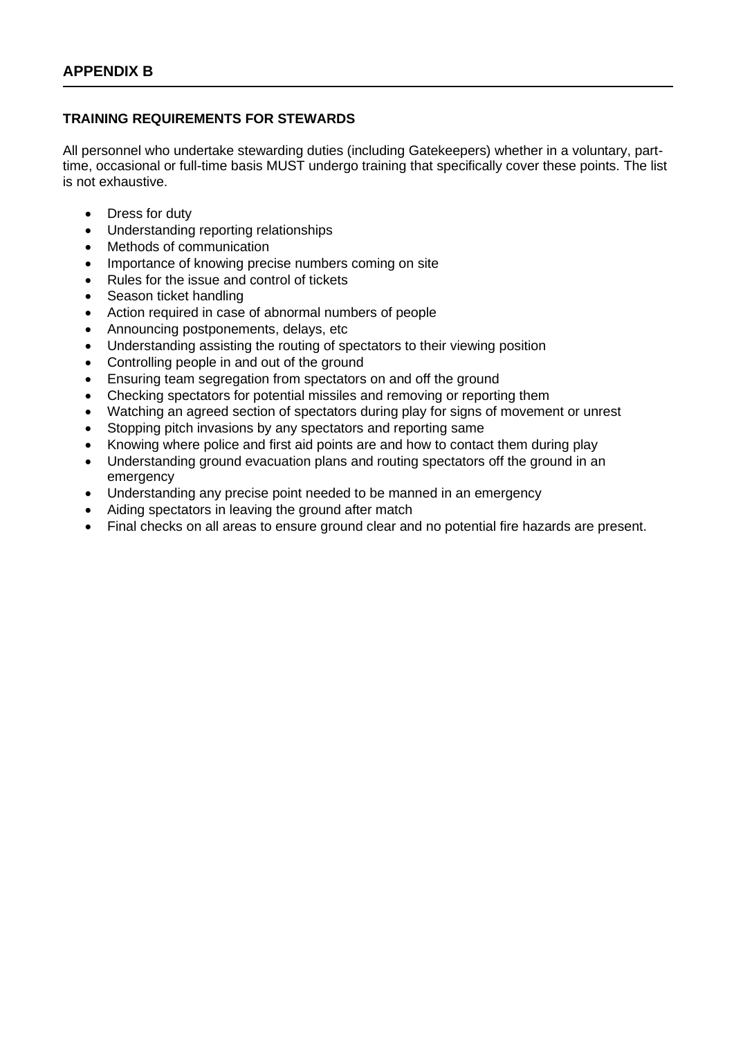## APPENDIX B

### TRAINING REQUIREMENTS FOR STEWARDS

All personnel who undertake stewarding duties (including Gatekeepers) whether in a voluntary, part-time, occasional or full-time basis MUST undergo training that specifically cover these points. The list is not exhaustive.

- Dress for duty
- Understanding reporting relationships
- Methods of communication
- Importance of knowing precise numbers coming on site
- Rules for the issue and control of tickets
- Season ticket handling
- Action required in case of abnormal numbers of people
- Announcing postponements, delays, etc
- Understanding assisting the routing of spectators to their viewing position
- Controlling people in and out of the ground
- Ensuring team segregation from spectators on and off the ground
- Checking spectators for potential missiles and removing or reporting them
- Watching an agreed section of spectators during play for signs of movement or unrest
- Stopping pitch invasions by any spectators and reporting same
- Knowing where police and first aid points are and how to contact them during play
- Understanding ground evacuation plans and routing spectators off the ground in an emergency
- Understanding any precise point needed to be manned in an emergency
- Aiding spectators in leaving the ground after match
- Final checks on all areas to ensure ground clear and no potential fire hazards are present.